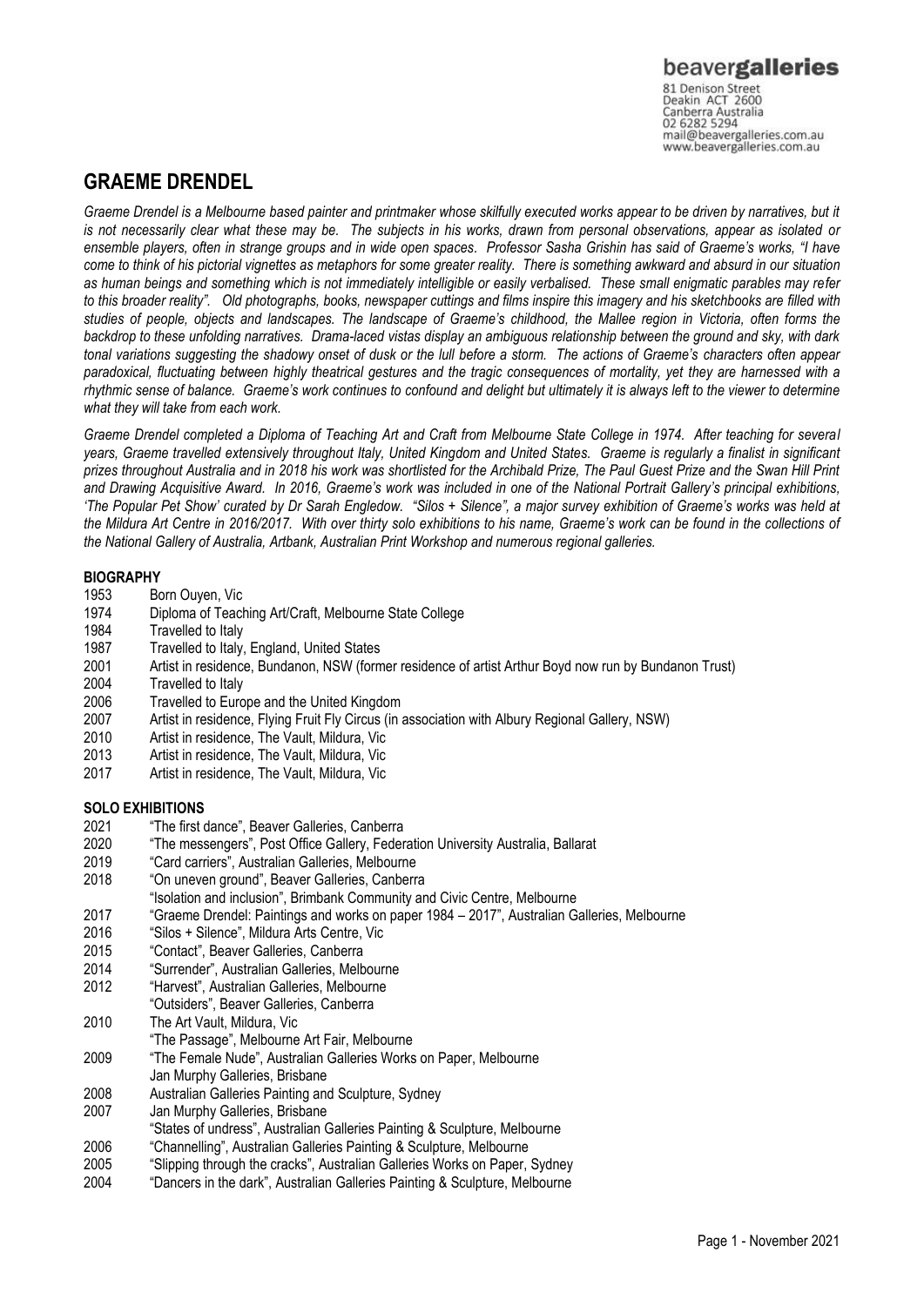beavergalleries
81 Denison Street
Deakin ACT 2600
Canberra Australia
02 6282 5294
mail@beavergalleries.com.au
www.beavergalleries.com.au

# GRAEME DRENDEL

*Graeme Drendel is a Melbourne based painter and printmaker whose skilfully executed works appear to be driven by narratives, but it is not necessarily clear what these may be. The subjects in his works, drawn from personal observations, appear as isolated or ensemble players, often in strange groups and in wide open spaces. Professor Sasha Grishin has said of Graeme's works, "I have come to think of his pictorial vignettes as metaphors for some greater reality. There is something awkward and absurd in our situation as human beings and something which is not immediately intelligible or easily verbalised. These small enigmatic parables may refer to this broader reality". Old photographs, books, newspaper cuttings and films inspire this imagery and his sketchbooks are filled with studies of people, objects and landscapes. The landscape of Graeme's childhood, the Mallee region in Victoria, often forms the backdrop to these unfolding narratives. Drama-laced vistas display an ambiguous relationship between the ground and sky, with dark tonal variations suggesting the shadowy onset of dusk or the lull before a storm. The actions of Graeme's characters often appear paradoxical, fluctuating between highly theatrical gestures and the tragic consequences of mortality, yet they are harnessed with a rhythmic sense of balance. Graeme's work continues to confound and delight but ultimately it is always left to the viewer to determine what they will take from each work.*

*Graeme Drendel completed a Diploma of Teaching Art and Craft from Melbourne State College in 1974. After teaching for several years, Graeme travelled extensively throughout Italy, United Kingdom and United States. Graeme is regularly a finalist in significant prizes throughout Australia and in 2018 his work was shortlisted for the Archibald Prize, The Paul Guest Prize and the Swan Hill Print and Drawing Acquisitive Award. In 2016, Graeme's work was included in one of the National Portrait Gallery's principal exhibitions, 'The Popular Pet Show' curated by Dr Sarah Engledow. "Silos + Silence", a major survey exhibition of Graeme's works was held at the Mildura Art Centre in 2016/2017. With over thirty solo exhibitions to his name, Graeme's work can be found in the collections of the National Gallery of Australia, Artbank, Australian Print Workshop and numerous regional galleries.*

## BIOGRAPHY

1953 Born Ouyen, Vic
1974 Diploma of Teaching Art/Craft, Melbourne State College
1984 Travelled to Italy
1987 Travelled to Italy, England, United States
2001 Artist in residence, Bundanon, NSW (former residence of artist Arthur Boyd now run by Bundanon Trust)
2004 Travelled to Italy
2006 Travelled to Europe and the United Kingdom
2007 Artist in residence, Flying Fruit Fly Circus (in association with Albury Regional Gallery, NSW)
2010 Artist in residence, The Vault, Mildura, Vic
2013 Artist in residence, The Vault, Mildura, Vic
2017 Artist in residence, The Vault, Mildura, Vic

## SOLO EXHIBITIONS

2021 "The first dance", Beaver Galleries, Canberra
2020 "The messengers", Post Office Gallery, Federation University Australia, Ballarat
2019 "Card carriers", Australian Galleries, Melbourne
2018 "On uneven ground", Beaver Galleries, Canberra
"Isolation and inclusion", Brimbank Community and Civic Centre, Melbourne
2017 "Graeme Drendel: Paintings and works on paper 1984 – 2017", Australian Galleries, Melbourne
2016 "Silos + Silence", Mildura Arts Centre, Vic
2015 "Contact", Beaver Galleries, Canberra
2014 "Surrender", Australian Galleries, Melbourne
2012 "Harvest", Australian Galleries, Melbourne
"Outsiders", Beaver Galleries, Canberra
2010 The Art Vault, Mildura, Vic
"The Passage", Melbourne Art Fair, Melbourne
2009 "The Female Nude", Australian Galleries Works on Paper, Melbourne
Jan Murphy Galleries, Brisbane
2008 Australian Galleries Painting and Sculpture, Sydney
2007 Jan Murphy Galleries, Brisbane
"States of undress", Australian Galleries Painting & Sculpture, Melbourne
2006 "Channelling", Australian Galleries Painting & Sculpture, Melbourne
2005 "Slipping through the cracks", Australian Galleries Works on Paper, Sydney
2004 "Dancers in the dark", Australian Galleries Painting & Sculpture, Melbourne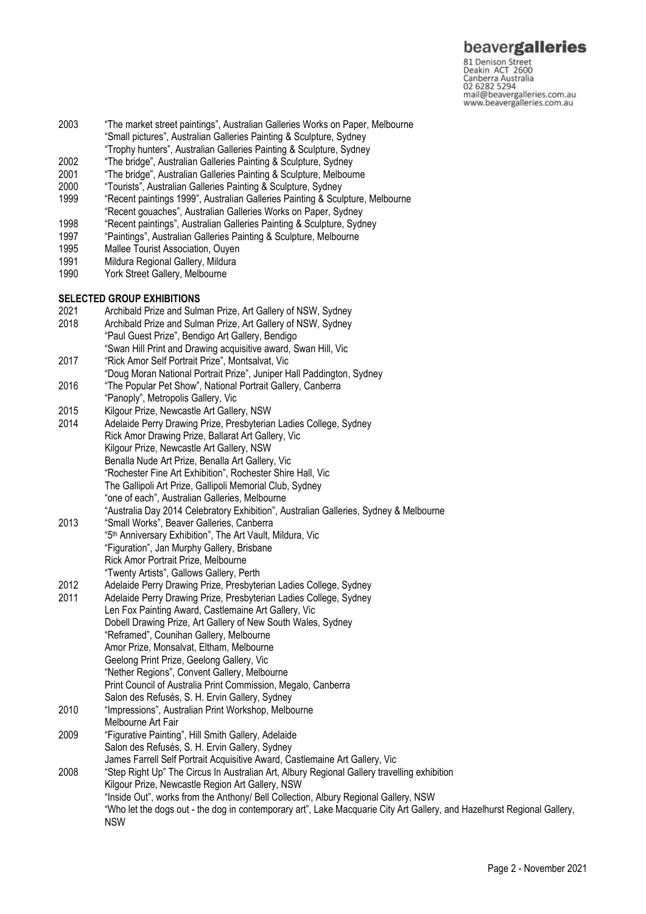2003 "The market street paintings", Australian Galleries Works on Paper, Melbourne
"Small pictures", Australian Galleries Painting & Sculpture, Sydney
"Trophy hunters", Australian Galleries Painting & Sculpture, Sydney
2002 "The bridge", Australian Galleries Painting & Sculpture, Sydney
2001 "The bridge", Australian Galleries Painting & Sculpture, Melbourne
2000 "Tourists", Australian Galleries Painting & Sculpture, Sydney
1999 "Recent paintings 1999", Australian Galleries Painting & Sculpture, Melbourne
"Recent gouaches", Australian Galleries Works on Paper, Sydney
1998 "Recent paintings", Australian Galleries Painting & Sculpture, Sydney
1997 "Paintings", Australian Galleries Painting & Sculpture, Melbourne
1995 Mallee Tourist Association, Ouyen
1991 Mildura Regional Gallery, Mildura
1990 York Street Gallery, Melbourne

**SELECTED GROUP EXHIBITIONS**

2021 Archibald Prize and Sulman Prize, Art Gallery of NSW, Sydney
2018 Archibald Prize and Sulman Prize, Art Gallery of NSW, Sydney
"Paul Guest Prize", Bendigo Art Gallery, Bendigo
"Swan Hill Print and Drawing acquisitive award, Swan Hill, Vic
2017 "Rick Amor Self Portrait Prize", Montsalvat, Vic
"Doug Moran National Portrait Prize", Juniper Hall Paddington, Sydney
2016 "The Popular Pet Show", National Portrait Gallery, Canberra
"Panoply", Metropolis Gallery, Vic
2015 Kilgour Prize, Newcastle Art Gallery, NSW
2014 Adelaide Perry Drawing Prize, Presbyterian Ladies College, Sydney
Rick Amor Drawing Prize, Ballarat Art Gallery, Vic
Kilgour Prize, Newcastle Art Gallery, NSW
Benalla Nude Art Prize, Benalla Art Gallery, Vic
"Rochester Fine Art Exhibition", Rochester Shire Hall, Vic
The Gallipoli Art Prize, Gallipoli Memorial Club, Sydney
"one of each", Australian Galleries, Melbourne
"Australia Day 2014 Celebratory Exhibition", Australian Galleries, Sydney & Melbourne
2013 "Small Works", Beaver Galleries, Canberra
"5th Anniversary Exhibition", The Art Vault, Mildura, Vic
"Figuration", Jan Murphy Gallery, Brisbane
Rick Amor Portrait Prize, Melbourne
"Twenty Artists", Gallows Gallery, Perth
2012 Adelaide Perry Drawing Prize, Presbyterian Ladies College, Sydney
2011 Adelaide Perry Drawing Prize, Presbyterian Ladies College, Sydney
Len Fox Painting Award, Castlemaine Art Gallery, Vic
Dobell Drawing Prize, Art Gallery of New South Wales, Sydney
"Reframed", Counihan Gallery, Melbourne
Amor Prize, Monsalvat, Eltham, Melbourne
Geelong Print Prize, Geelong Gallery, Vic
"Nether Regions", Convent Gallery, Melbourne
Print Council of Australia Print Commission, Megalo, Canberra
Salon des Refusés, S. H. Ervin Gallery, Sydney
2010 "Impressions", Australian Print Workshop, Melbourne
Melbourne Art Fair
2009 "Figurative Painting", Hill Smith Gallery, Adelaide
Salon des Refusés, S. H. Ervin Gallery, Sydney
James Farrell Self Portrait Acquisitive Award, Castlemaine Art Gallery, Vic
2008 "Step Right Up" The Circus In Australian Art, Albury Regional Gallery travelling exhibition
Kilgour Prize, Newcastle Region Art Gallery, NSW
"Inside Out", works from the Anthony/ Bell Collection, Albury Regional Gallery, NSW
"Who let the dogs out - the dog in contemporary art", Lake Macquarie City Art Gallery, and Hazelhurst Regional Gallery, NSW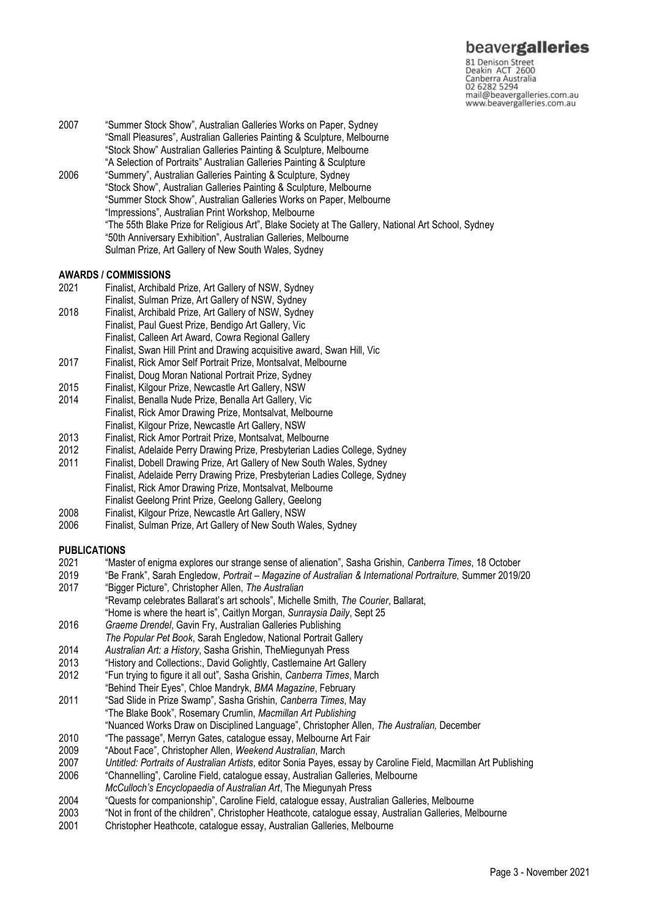2007 "Summer Stock Show", Australian Galleries Works on Paper, Sydney
"Small Pleasures", Australian Galleries Painting & Sculpture, Melbourne
"Stock Show" Australian Galleries Painting & Sculpture, Melbourne
"A Selection of Portraits" Australian Galleries Painting & Sculpture

2006 "Summery", Australian Galleries Painting & Sculpture, Sydney
"Stock Show", Australian Galleries Painting & Sculpture, Melbourne
"Summer Stock Show", Australian Galleries Works on Paper, Melbourne
"Impressions", Australian Print Workshop, Melbourne
"The 55th Blake Prize for Religious Art", Blake Society at The Gallery, National Art School, Sydney
"50th Anniversary Exhibition", Australian Galleries, Melbourne
Sulman Prize, Art Gallery of New South Wales, Sydney

**AWARDS / COMMISSIONS**

2021 Finalist, Archibald Prize, Art Gallery of NSW, Sydney
Finalist, Sulman Prize, Art Gallery of NSW, Sydney

2018 Finalist, Archibald Prize, Art Gallery of NSW, Sydney
Finalist, Paul Guest Prize, Bendigo Art Gallery, Vic
Finalist, Calleen Art Award, Cowra Regional Gallery
Finalist, Swan Hill Print and Drawing acquisitive award, Swan Hill, Vic

2017 Finalist, Rick Amor Self Portrait Prize, Montsalvat, Melbourne
Finalist, Doug Moran National Portrait Prize, Sydney

2015 Finalist, Kilgour Prize, Newcastle Art Gallery, NSW

2014 Finalist, Benalla Nude Prize, Benalla Art Gallery, Vic
Finalist, Rick Amor Drawing Prize, Montsalvat, Melbourne
Finalist, Kilgour Prize, Newcastle Art Gallery, NSW

2013 Finalist, Rick Amor Portrait Prize, Montsalvat, Melbourne

2012 Finalist, Adelaide Perry Drawing Prize, Presbyterian Ladies College, Sydney

2011 Finalist, Dobell Drawing Prize, Art Gallery of New South Wales, Sydney
Finalist, Adelaide Perry Drawing Prize, Presbyterian Ladies College, Sydney
Finalist, Rick Amor Drawing Prize, Montsalvat, Melbourne
Finalist Geelong Print Prize, Geelong Gallery, Geelong

2008 Finalist, Kilgour Prize, Newcastle Art Gallery, NSW

2006 Finalist, Sulman Prize, Art Gallery of New South Wales, Sydney

**PUBLICATIONS**

2021 "Master of enigma explores our strange sense of alienation", Sasha Grishin, *Canberra Times*, 18 October

2019 "Be Frank", Sarah Engledow, *Portrait – Magazine of Australian & International Portraiture,* Summer 2019/20

2017 "Bigger Picture", Christopher Allen, *The Australian*
"Revamp celebrates Ballarat's art schools", Michelle Smith, *The Courier*, Ballarat,
"Home is where the heart is", Caitlyn Morgan, *Sunraysia Daily*, Sept 25

2016 *Graeme Drendel*, Gavin Fry, Australian Galleries Publishing
*The Popular Pet Book*, Sarah Engledow, National Portrait Gallery

2014 *Australian Art: a History*, Sasha Grishin, TheMiegunyah Press

2013 "History and Collections:, David Golightly, Castlemaine Art Gallery

2012 "Fun trying to figure it all out", Sasha Grishin, *Canberra Times*, March
"Behind Their Eyes", Chloe Mandryk, *BMA Magazine*, February

2011 "Sad Slide in Prize Swamp", Sasha Grishin, *Canberra Times*, May
"The Blake Book", Rosemary Crumlin, *Macmillan Art Publishing*
"Nuanced Works Draw on Disciplined Language", Christopher Allen, *The Australian,* December

2010 "The passage", Merryn Gates, catalogue essay, Melbourne Art Fair

2009 "About Face", Christopher Allen, *Weekend Australian*, March

2007 *Untitled: Portraits of Australian Artists*, editor Sonia Payes, essay by Caroline Field, Macmillan Art Publishing

2006 "Channelling", Caroline Field, catalogue essay, Australian Galleries, Melbourne
*McCulloch's Encyclopaedia of Australian Art*, The Miegunyah Press

2004 "Quests for companionship", Caroline Field, catalogue essay, Australian Galleries, Melbourne

2003 "Not in front of the children", Christopher Heathcote, catalogue essay, Australian Galleries, Melbourne

2001 Christopher Heathcote, catalogue essay, Australian Galleries, Melbourne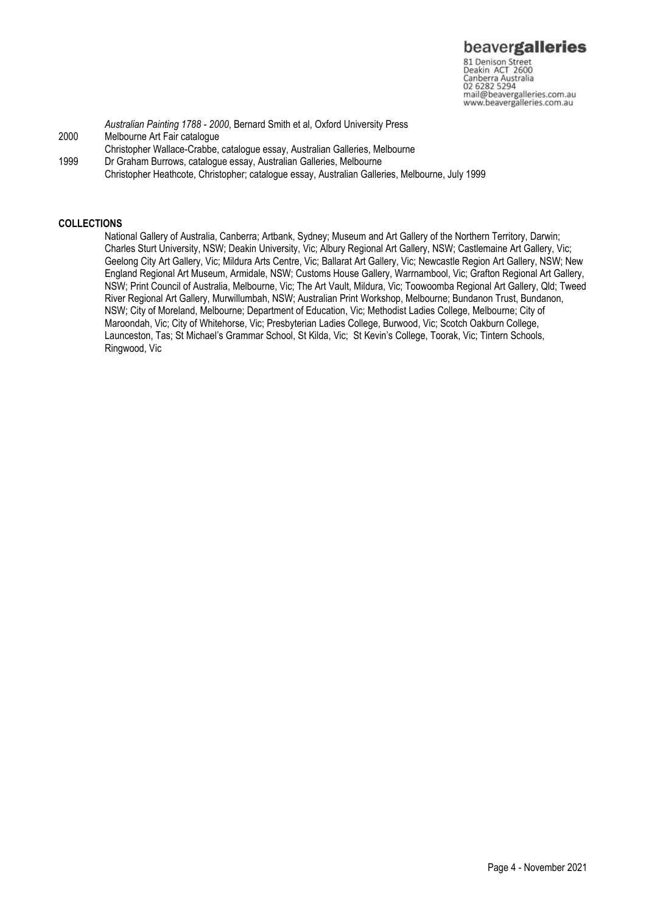*Australian Painting 1788 - 2000*, Bernard Smith et al, Oxford University Press

2000 Melbourne Art Fair catalogue

Christopher Wallace-Crabbe, catalogue essay, Australian Galleries, Melbourne

1999 Dr Graham Burrows, catalogue essay, Australian Galleries, Melbourne

Christopher Heathcote, Christopher; catalogue essay, Australian Galleries, Melbourne, July 1999

**COLLECTIONS**

National Gallery of Australia, Canberra; Artbank, Sydney; Museum and Art Gallery of the Northern Territory, Darwin; Charles Sturt University, NSW; Deakin University, Vic; Albury Regional Art Gallery, NSW; Castlemaine Art Gallery, Vic; Geelong City Art Gallery, Vic; Mildura Arts Centre, Vic; Ballarat Art Gallery, Vic; Newcastle Region Art Gallery, NSW; New England Regional Art Museum, Armidale, NSW; Customs House Gallery, Warrnambool, Vic; Grafton Regional Art Gallery, NSW; Print Council of Australia, Melbourne, Vic; The Art Vault, Mildura, Vic; Toowoomba Regional Art Gallery, Qld; Tweed River Regional Art Gallery, Murwillumbah, NSW; Australian Print Workshop, Melbourne; Bundanon Trust, Bundanon, NSW; City of Moreland, Melbourne; Department of Education, Vic; Methodist Ladies College, Melbourne; City of Maroondah, Vic; City of Whitehorse, Vic; Presbyterian Ladies College, Burwood, Vic; Scotch Oakburn College, Launceston, Tas; St Michael's Grammar School, St Kilda, Vic; St Kevin's College, Toorak, Vic; Tintern Schools, Ringwood, Vic